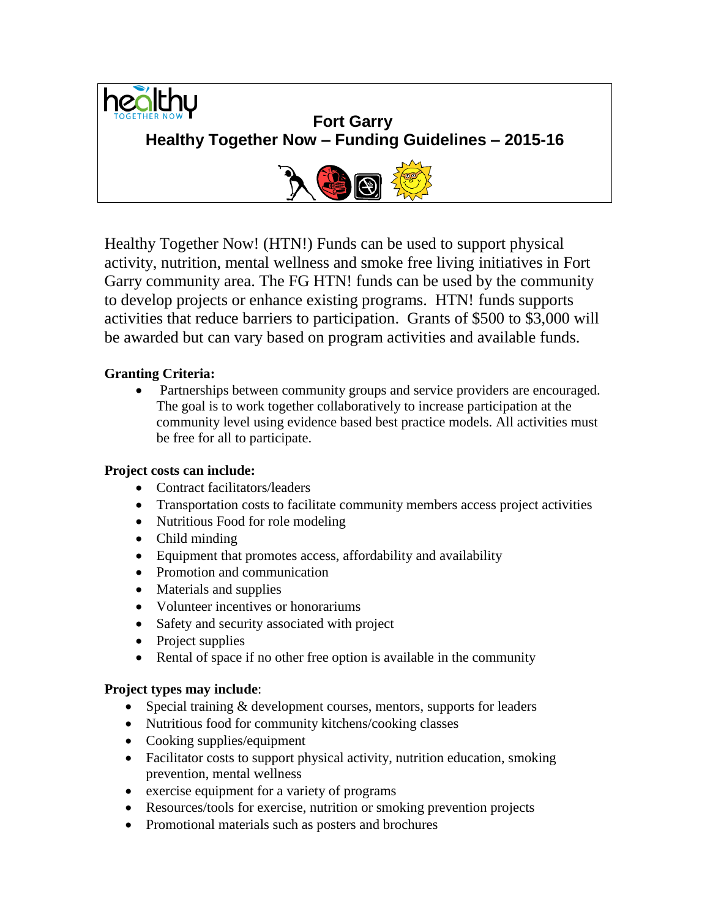healthy TOGETHER NOW

# Fort Garry
# Healthy Together Now – Funding Guidelines – 2015-16

Healthy Together Now! (HTN!) Funds can be used to support physical activity, nutrition, mental wellness and smoke free living initiatives in Fort Garry community area. The FG HTN! funds can be used by the community to develop projects or enhance existing programs. HTN! funds supports activities that reduce barriers to participation. Grants of $500 to $3,000 will be awarded but can vary based on program activities and available funds.

**Granting Criteria:**

- Partnerships between community groups and service providers are encouraged. The goal is to work together collaboratively to increase participation at the community level using evidence based best practice models. All activities must be free for all to participate.

**Project costs can include:**

- Contract facilitators/leaders
- Transportation costs to facilitate community members access project activities
- Nutritious Food for role modeling
- Child minding
- Equipment that promotes access, affordability and availability
- Promotion and communication
- Materials and supplies
- Volunteer incentives or honorariums
- Safety and security associated with project
- Project supplies
- Rental of space if no other free option is available in the community

**Project types may include**:

- Special training & development courses, mentors, supports for leaders
- Nutritious food for community kitchens/cooking classes
- Cooking supplies/equipment
- Facilitator costs to support physical activity, nutrition education, smoking prevention, mental wellness
- exercise equipment for a variety of programs
- Resources/tools for exercise, nutrition or smoking prevention projects
- Promotional materials such as posters and brochures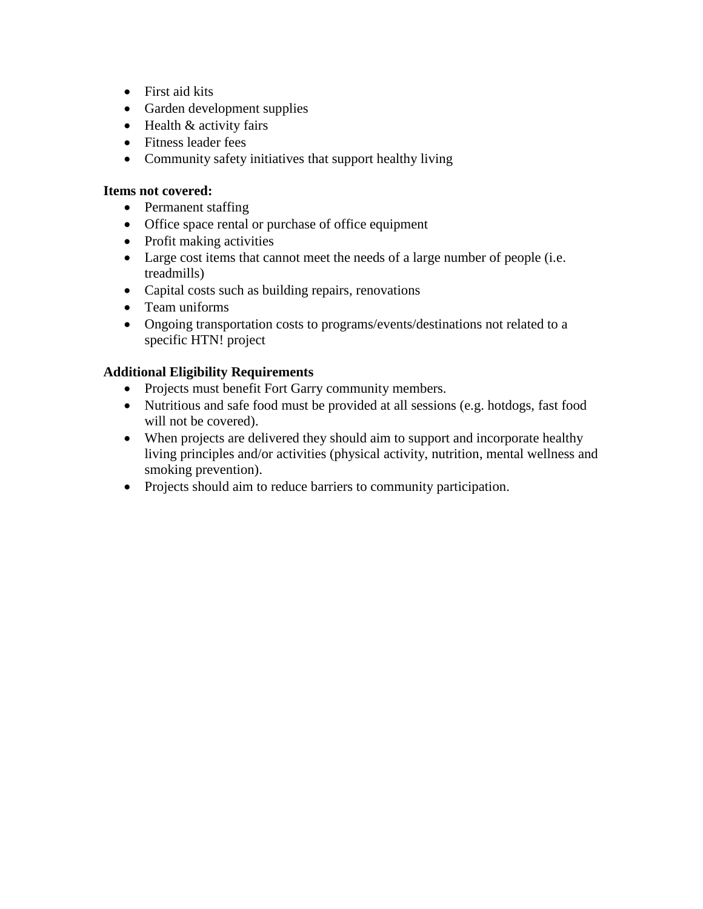- First aid kits
- Garden development supplies
- Health & activity fairs
- Fitness leader fees
- Community safety initiatives that support healthy living

**Items not covered:**

- Permanent staffing
- Office space rental or purchase of office equipment
- Profit making activities
- Large cost items that cannot meet the needs of a large number of people (i.e. treadmills)
- Capital costs such as building repairs, renovations
- Team uniforms
- Ongoing transportation costs to programs/events/destinations not related to a specific HTN! project

**Additional Eligibility Requirements**

- Projects must benefit Fort Garry community members.
- Nutritious and safe food must be provided at all sessions (e.g. hotdogs, fast food will not be covered).
- When projects are delivered they should aim to support and incorporate healthy living principles and/or activities (physical activity, nutrition, mental wellness and smoking prevention).
- Projects should aim to reduce barriers to community participation.